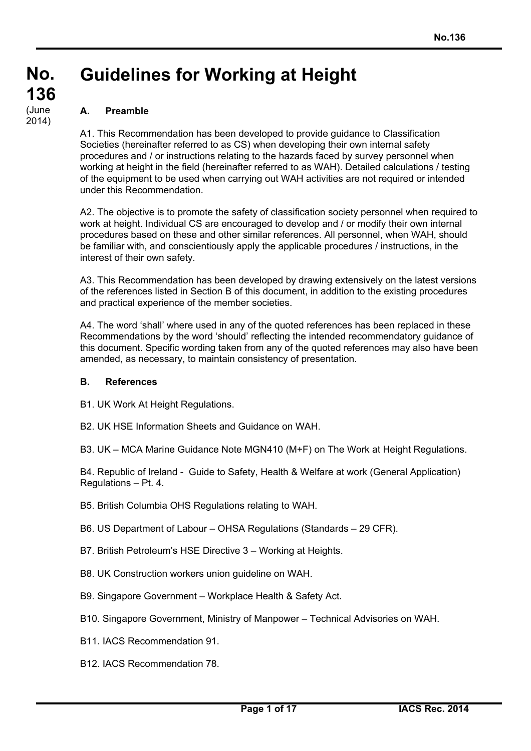# No. 136 (June 2014)

# Guidelines for Working at Height

## A. Preamble

A1. This Recommendation has been developed to provide guidance to Classification Societies (hereinafter referred to as CS) when developing their own internal safety procedures and / or instructions relating to the hazards faced by survey personnel when working at height in the field (hereinafter referred to as WAH). Detailed calculations / testing of the equipment to be used when carrying out WAH activities are not required or intended under this Recommendation.

A2. The objective is to promote the safety of classification society personnel when required to work at height. Individual CS are encouraged to develop and / or modify their own internal procedures based on these and other similar references. All personnel, when WAH, should be familiar with, and conscientiously apply the applicable procedures / instructions, in the interest of their own safety.

A3. This Recommendation has been developed by drawing extensively on the latest versions of the references listed in Section B of this document, in addition to the existing procedures and practical experience of the member societies.

A4. The word 'shall' where used in any of the quoted references has been replaced in these Recommendations by the word 'should' reflecting the intended recommendatory guidance of this document. Specific wording taken from any of the quoted references may also have been amended, as necessary, to maintain consistency of presentation.

## B. References

B1. UK Work At Height Regulations.

B2. UK HSE Information Sheets and Guidance on WAH.

B3. UK – MCA Marine Guidance Note MGN410 (M+F) on The Work at Height Regulations.

B4. Republic of Ireland - Guide to Safety, Health & Welfare at work (General Application) Regulations – Pt. 4.

B5. British Columbia OHS Regulations relating to WAH.

B6. US Department of Labour – OHSA Regulations (Standards – 29 CFR).

B7. British Petroleum's HSE Directive 3 – Working at Heights.

B8. UK Construction workers union guideline on WAH.

B9. Singapore Government – Workplace Health & Safety Act.

B10. Singapore Government, Ministry of Manpower – Technical Advisories on WAH.

B11. IACS Recommendation 91.

B12. IACS Recommendation 78.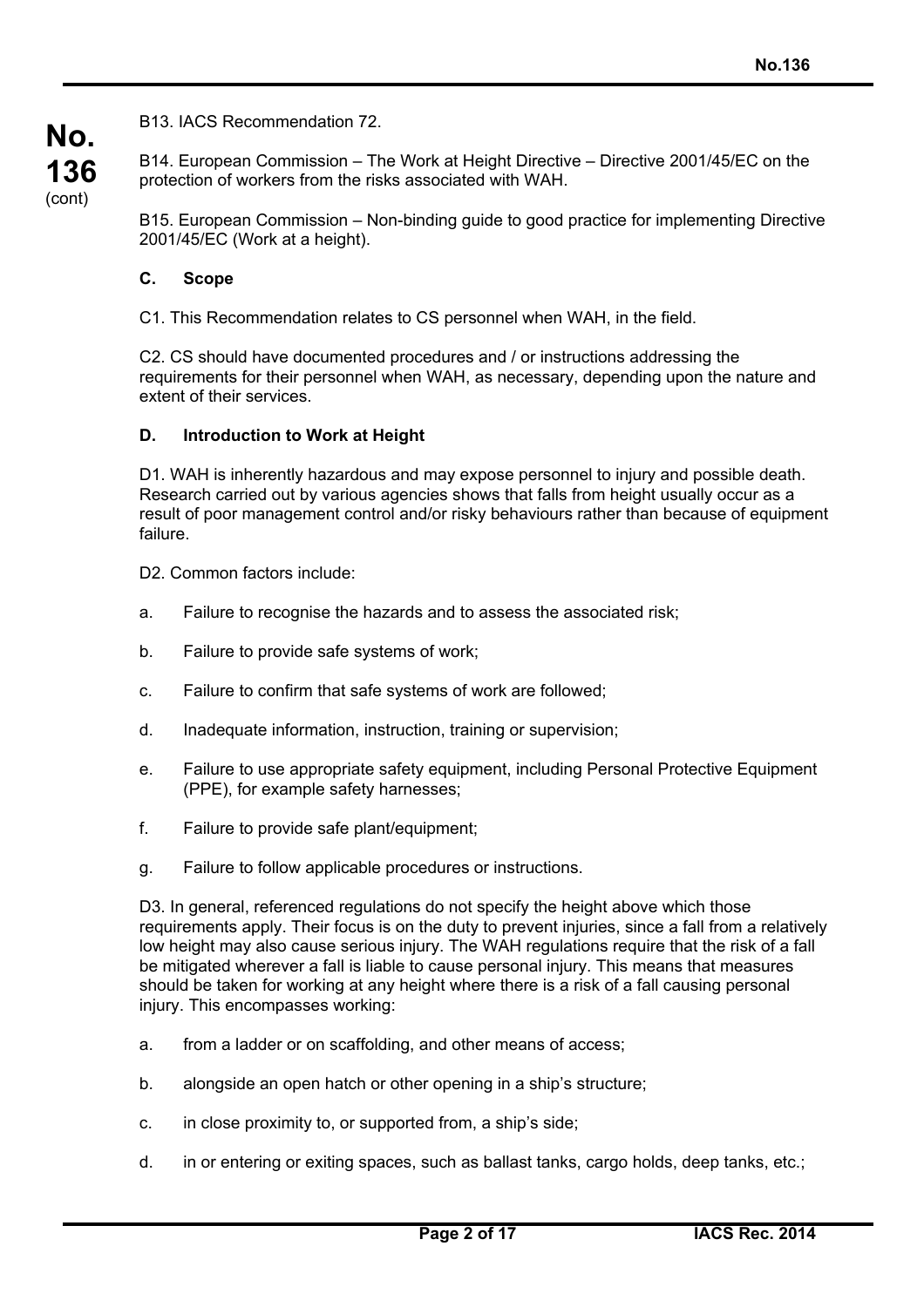B13. IACS Recommendation 72.

B14. European Commission – The Work at Height Directive – Directive 2001/45/EC on the protection of workers from the risks associated with WAH.

B15. European Commission – Non-binding guide to good practice for implementing Directive 2001/45/EC (Work at a height).

### C. Scope

C1. This Recommendation relates to CS personnel when WAH, in the field.

C2. CS should have documented procedures and / or instructions addressing the requirements for their personnel when WAH, as necessary, depending upon the nature and extent of their services.

### D. Introduction to Work at Height

D1. WAH is inherently hazardous and may expose personnel to injury and possible death. Research carried out by various agencies shows that falls from height usually occur as a result of poor management control and/or risky behaviours rather than because of equipment failure.

D2. Common factors include:

a. Failure to recognise the hazards and to assess the associated risk;

b. Failure to provide safe systems of work;

c. Failure to confirm that safe systems of work are followed;

d. Inadequate information, instruction, training or supervision;

e. Failure to use appropriate safety equipment, including Personal Protective Equipment (PPE), for example safety harnesses;

f. Failure to provide safe plant/equipment;

g. Failure to follow applicable procedures or instructions.

D3. In general, referenced regulations do not specify the height above which those requirements apply. Their focus is on the duty to prevent injuries, since a fall from a relatively low height may also cause serious injury. The WAH regulations require that the risk of a fall be mitigated wherever a fall is liable to cause personal injury. This means that measures should be taken for working at any height where there is a risk of a fall causing personal injury. This encompasses working:

a. from a ladder or on scaffolding, and other means of access;

b. alongside an open hatch or other opening in a ship's structure;

c. in close proximity to, or supported from, a ship's side;

d. in or entering or exiting spaces, such as ballast tanks, cargo holds, deep tanks, etc.;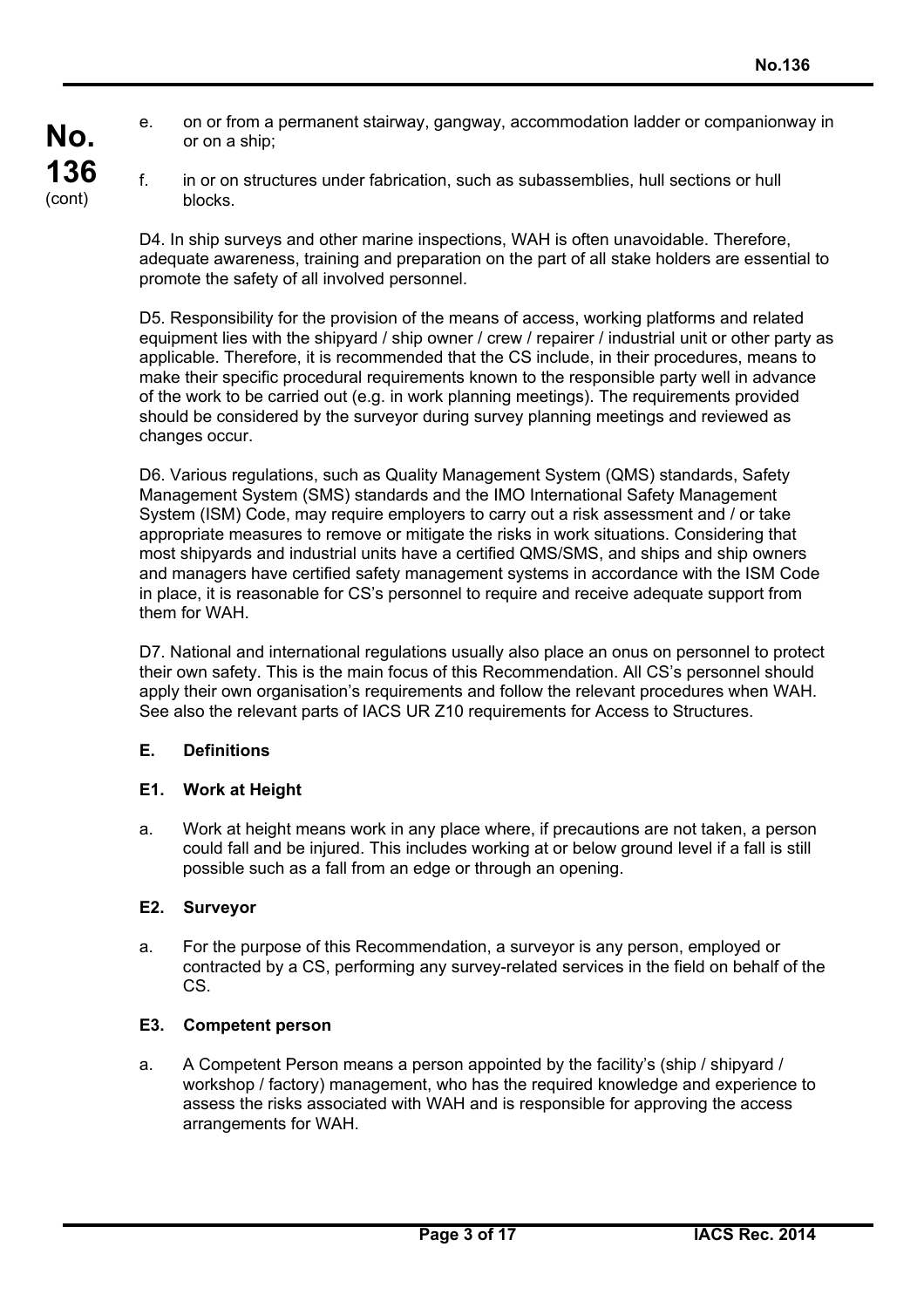e. on or from a permanent stairway, gangway, accommodation ladder or companionway in or on a ship;

f. in or on structures under fabrication, such as subassemblies, hull sections or hull blocks.

D4. In ship surveys and other marine inspections, WAH is often unavoidable. Therefore, adequate awareness, training and preparation on the part of all stake holders are essential to promote the safety of all involved personnel.

D5. Responsibility for the provision of the means of access, working platforms and related equipment lies with the shipyard / ship owner / crew / repairer / industrial unit or other party as applicable. Therefore, it is recommended that the CS include, in their procedures, means to make their specific procedural requirements known to the responsible party well in advance of the work to be carried out (e.g. in work planning meetings). The requirements provided should be considered by the surveyor during survey planning meetings and reviewed as changes occur.

D6. Various regulations, such as Quality Management System (QMS) standards, Safety Management System (SMS) standards and the IMO International Safety Management System (ISM) Code, may require employers to carry out a risk assessment and / or take appropriate measures to remove or mitigate the risks in work situations. Considering that most shipyards and industrial units have a certified QMS/SMS, and ships and ship owners and managers have certified safety management systems in accordance with the ISM Code in place, it is reasonable for CS's personnel to require and receive adequate support from them for WAH.

D7. National and international regulations usually also place an onus on personnel to protect their own safety. This is the main focus of this Recommendation. All CS's personnel should apply their own organisation's requirements and follow the relevant procedures when WAH. See also the relevant parts of IACS UR Z10 requirements for Access to Structures.

## E. Definitions

### E1. Work at Height

a. Work at height means work in any place where, if precautions are not taken, a person could fall and be injured. This includes working at or below ground level if a fall is still possible such as a fall from an edge or through an opening.

### E2. Surveyor

a. For the purpose of this Recommendation, a surveyor is any person, employed or contracted by a CS, performing any survey-related services in the field on behalf of the CS.

### E3. Competent person

a. A Competent Person means a person appointed by the facility's (ship / shipyard / workshop / factory) management, who has the required knowledge and experience to assess the risks associated with WAH and is responsible for approving the access arrangements for WAH.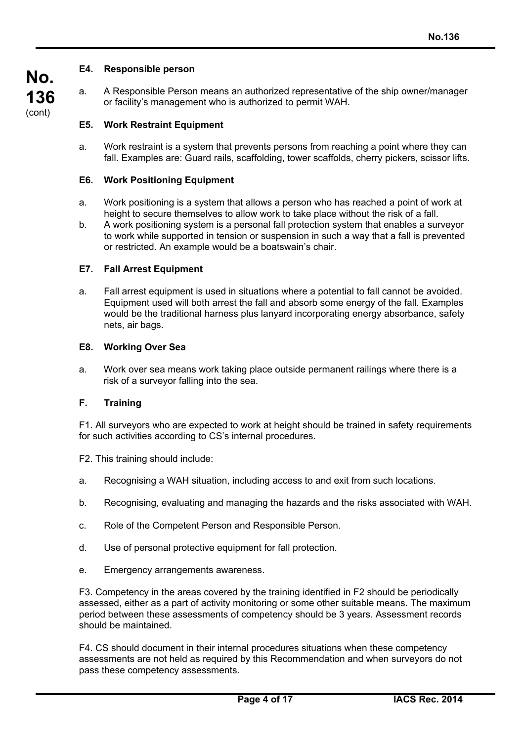### E4. Responsible person

a. A Responsible Person means an authorized representative of the ship owner/manager or facility's management who is authorized to permit WAH.

### E5. Work Restraint Equipment

a. Work restraint is a system that prevents persons from reaching a point where they can fall. Examples are: Guard rails, scaffolding, tower scaffolds, cherry pickers, scissor lifts.

### E6. Work Positioning Equipment

a. Work positioning is a system that allows a person who has reached a point of work at height to secure themselves to allow work to take place without the risk of a fall.
b. A work positioning system is a personal fall protection system that enables a surveyor to work while supported in tension or suspension in such a way that a fall is prevented or restricted. An example would be a boatswain's chair.

### E7. Fall Arrest Equipment

a. Fall arrest equipment is used in situations where a potential to fall cannot be avoided. Equipment used will both arrest the fall and absorb some energy of the fall. Examples would be the traditional harness plus lanyard incorporating energy absorbance, safety nets, air bags.

### E8. Working Over Sea

a. Work over sea means work taking place outside permanent railings where there is a risk of a surveyor falling into the sea.

## F. Training

F1. All surveyors who are expected to work at height should be trained in safety requirements for such activities according to CS's internal procedures.

F2. This training should include:

a. Recognising a WAH situation, including access to and exit from such locations.

b. Recognising, evaluating and managing the hazards and the risks associated with WAH.

c. Role of the Competent Person and Responsible Person.

d. Use of personal protective equipment for fall protection.

e. Emergency arrangements awareness.

F3. Competency in the areas covered by the training identified in F2 should be periodically assessed, either as a part of activity monitoring or some other suitable means. The maximum period between these assessments of competency should be 3 years. Assessment records should be maintained.

F4. CS should document in their internal procedures situations when these competency assessments are not held as required by this Recommendation and when surveyors do not pass these competency assessments.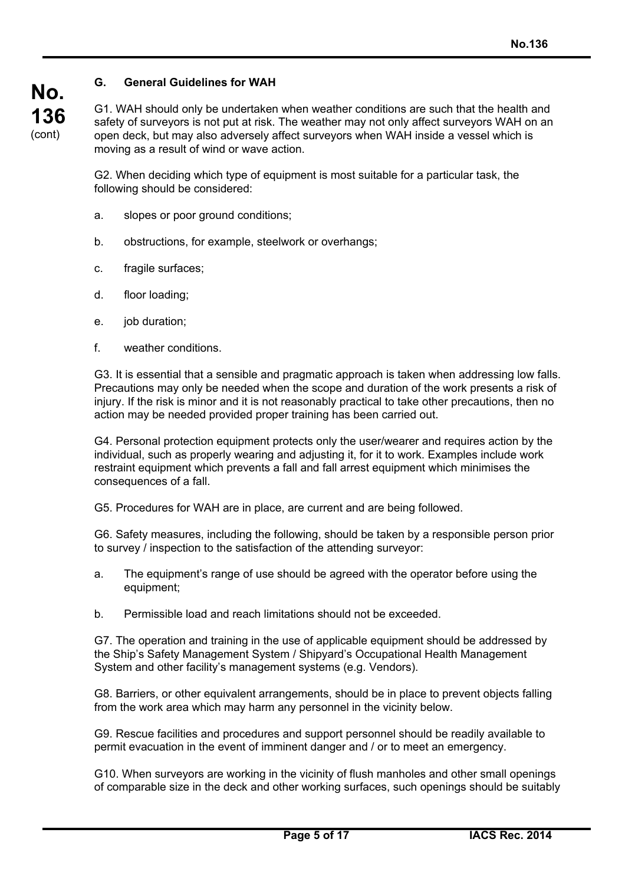### G. General Guidelines for WAH

G1. WAH should only be undertaken when weather conditions are such that the health and safety of surveyors is not put at risk. The weather may not only affect surveyors WAH on an open deck, but may also adversely affect surveyors when WAH inside a vessel which is moving as a result of wind or wave action.

G2. When deciding which type of equipment is most suitable for a particular task, the following should be considered:

a. slopes or poor ground conditions;

b. obstructions, for example, steelwork or overhangs;

c. fragile surfaces;

d. floor loading;

e. job duration;

f. weather conditions.

G3. It is essential that a sensible and pragmatic approach is taken when addressing low falls. Precautions may only be needed when the scope and duration of the work presents a risk of injury. If the risk is minor and it is not reasonably practical to take other precautions, then no action may be needed provided proper training has been carried out.

G4. Personal protection equipment protects only the user/wearer and requires action by the individual, such as properly wearing and adjusting it, for it to work. Examples include work restraint equipment which prevents a fall and fall arrest equipment which minimises the consequences of a fall.

G5. Procedures for WAH are in place, are current and are being followed.

G6. Safety measures, including the following, should be taken by a responsible person prior to survey / inspection to the satisfaction of the attending surveyor:

a. The equipment's range of use should be agreed with the operator before using the equipment;

b. Permissible load and reach limitations should not be exceeded.

G7. The operation and training in the use of applicable equipment should be addressed by the Ship's Safety Management System / Shipyard's Occupational Health Management System and other facility's management systems (e.g. Vendors).

G8. Barriers, or other equivalent arrangements, should be in place to prevent objects falling from the work area which may harm any personnel in the vicinity below.

G9. Rescue facilities and procedures and support personnel should be readily available to permit evacuation in the event of imminent danger and / or to meet an emergency.

G10. When surveyors are working in the vicinity of flush manholes and other small openings of comparable size in the deck and other working surfaces, such openings should be suitably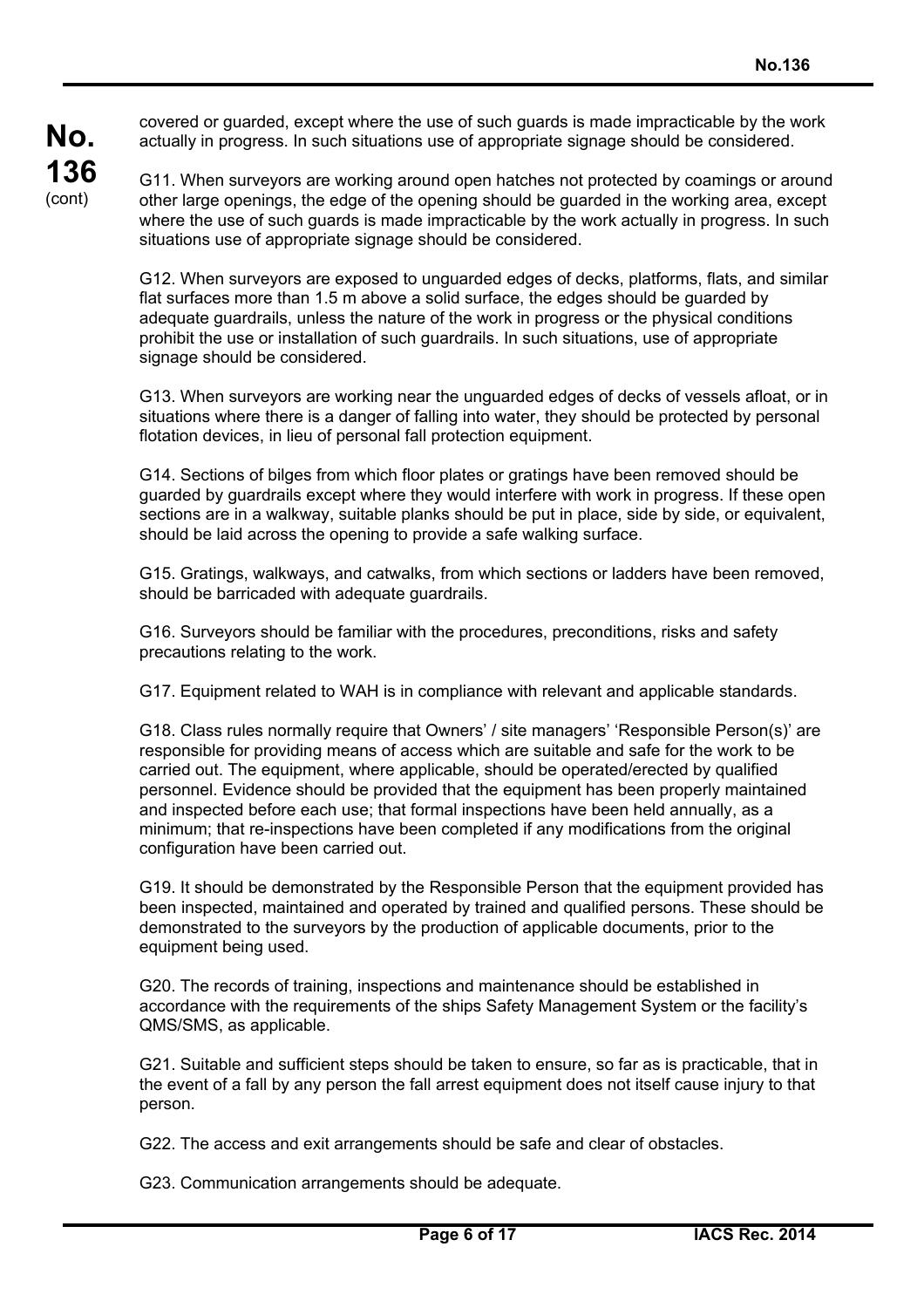covered or guarded, except where the use of such guards is made impracticable by the work actually in progress. In such situations use of appropriate signage should be considered.

G11. When surveyors are working around open hatches not protected by coamings or around other large openings, the edge of the opening should be guarded in the working area, except where the use of such guards is made impracticable by the work actually in progress. In such situations use of appropriate signage should be considered.

G12. When surveyors are exposed to unguarded edges of decks, platforms, flats, and similar flat surfaces more than 1.5 m above a solid surface, the edges should be guarded by adequate guardrails, unless the nature of the work in progress or the physical conditions prohibit the use or installation of such guardrails. In such situations, use of appropriate signage should be considered.

G13. When surveyors are working near the unguarded edges of decks of vessels afloat, or in situations where there is a danger of falling into water, they should be protected by personal flotation devices, in lieu of personal fall protection equipment.

G14. Sections of bilges from which floor plates or gratings have been removed should be guarded by guardrails except where they would interfere with work in progress. If these open sections are in a walkway, suitable planks should be put in place, side by side, or equivalent, should be laid across the opening to provide a safe walking surface.

G15. Gratings, walkways, and catwalks, from which sections or ladders have been removed, should be barricaded with adequate guardrails.

G16. Surveyors should be familiar with the procedures, preconditions, risks and safety precautions relating to the work.

G17. Equipment related to WAH is in compliance with relevant and applicable standards.

G18. Class rules normally require that Owners' / site managers' 'Responsible Person(s)' are responsible for providing means of access which are suitable and safe for the work to be carried out. The equipment, where applicable, should be operated/erected by qualified personnel. Evidence should be provided that the equipment has been properly maintained and inspected before each use; that formal inspections have been held annually, as a minimum; that re-inspections have been completed if any modifications from the original configuration have been carried out.

G19. It should be demonstrated by the Responsible Person that the equipment provided has been inspected, maintained and operated by trained and qualified persons. These should be demonstrated to the surveyors by the production of applicable documents, prior to the equipment being used.

G20. The records of training, inspections and maintenance should be established in accordance with the requirements of the ships Safety Management System or the facility's QMS/SMS, as applicable.

G21. Suitable and sufficient steps should be taken to ensure, so far as is practicable, that in the event of a fall by any person the fall arrest equipment does not itself cause injury to that person.

G22. The access and exit arrangements should be safe and clear of obstacles.

G23. Communication arrangements should be adequate.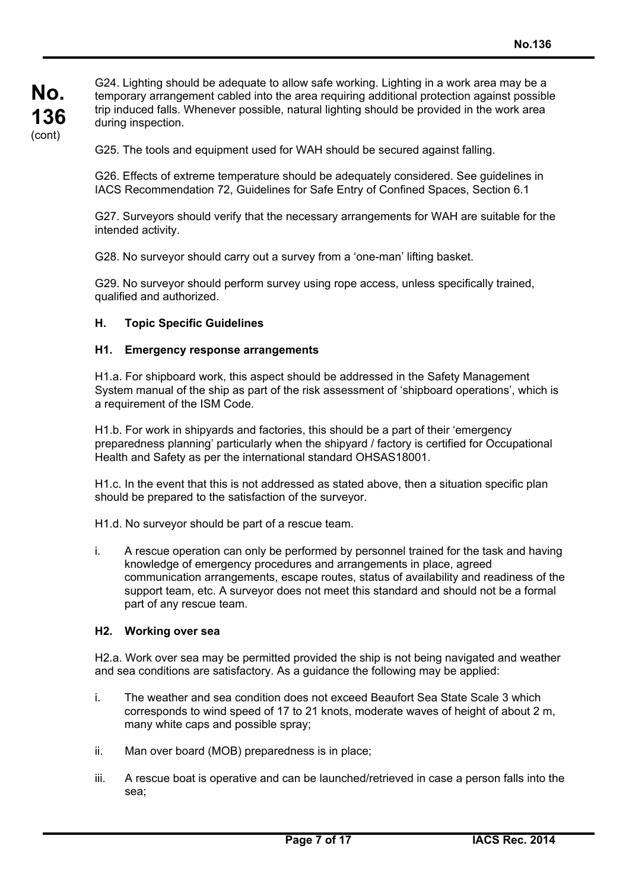G24. Lighting should be adequate to allow safe working. Lighting in a work area may be a temporary arrangement cabled into the area requiring additional protection against possible trip induced falls. Whenever possible, natural lighting should be provided in the work area during inspection.

G25. The tools and equipment used for WAH should be secured against falling.

G26. Effects of extreme temperature should be adequately considered. See guidelines in IACS Recommendation 72, Guidelines for Safe Entry of Confined Spaces, Section 6.1

G27. Surveyors should verify that the necessary arrangements for WAH are suitable for the intended activity.

G28. No surveyor should carry out a survey from a 'one-man' lifting basket.

G29. No surveyor should perform survey using rope access, unless specifically trained, qualified and authorized.

## H. Topic Specific Guidelines

### H1. Emergency response arrangements

H1.a. For shipboard work, this aspect should be addressed in the Safety Management System manual of the ship as part of the risk assessment of 'shipboard operations', which is a requirement of the ISM Code.

H1.b. For work in shipyards and factories, this should be a part of their 'emergency preparedness planning' particularly when the shipyard / factory is certified for Occupational Health and Safety as per the international standard OHSAS18001.

H1.c. In the event that this is not addressed as stated above, then a situation specific plan should be prepared to the satisfaction of the surveyor.

H1.d. No surveyor should be part of a rescue team.

i. A rescue operation can only be performed by personnel trained for the task and having knowledge of emergency procedures and arrangements in place, agreed communication arrangements, escape routes, status of availability and readiness of the support team, etc. A surveyor does not meet this standard and should not be a formal part of any rescue team.

### H2. Working over sea

H2.a. Work over sea may be permitted provided the ship is not being navigated and weather and sea conditions are satisfactory. As a guidance the following may be applied:

i. The weather and sea condition does not exceed Beaufort Sea State Scale 3 which corresponds to wind speed of 17 to 21 knots, moderate waves of height of about 2 m, many white caps and possible spray;

ii. Man over board (MOB) preparedness is in place;

iii. A rescue boat is operative and can be launched/retrieved in case a person falls into the sea;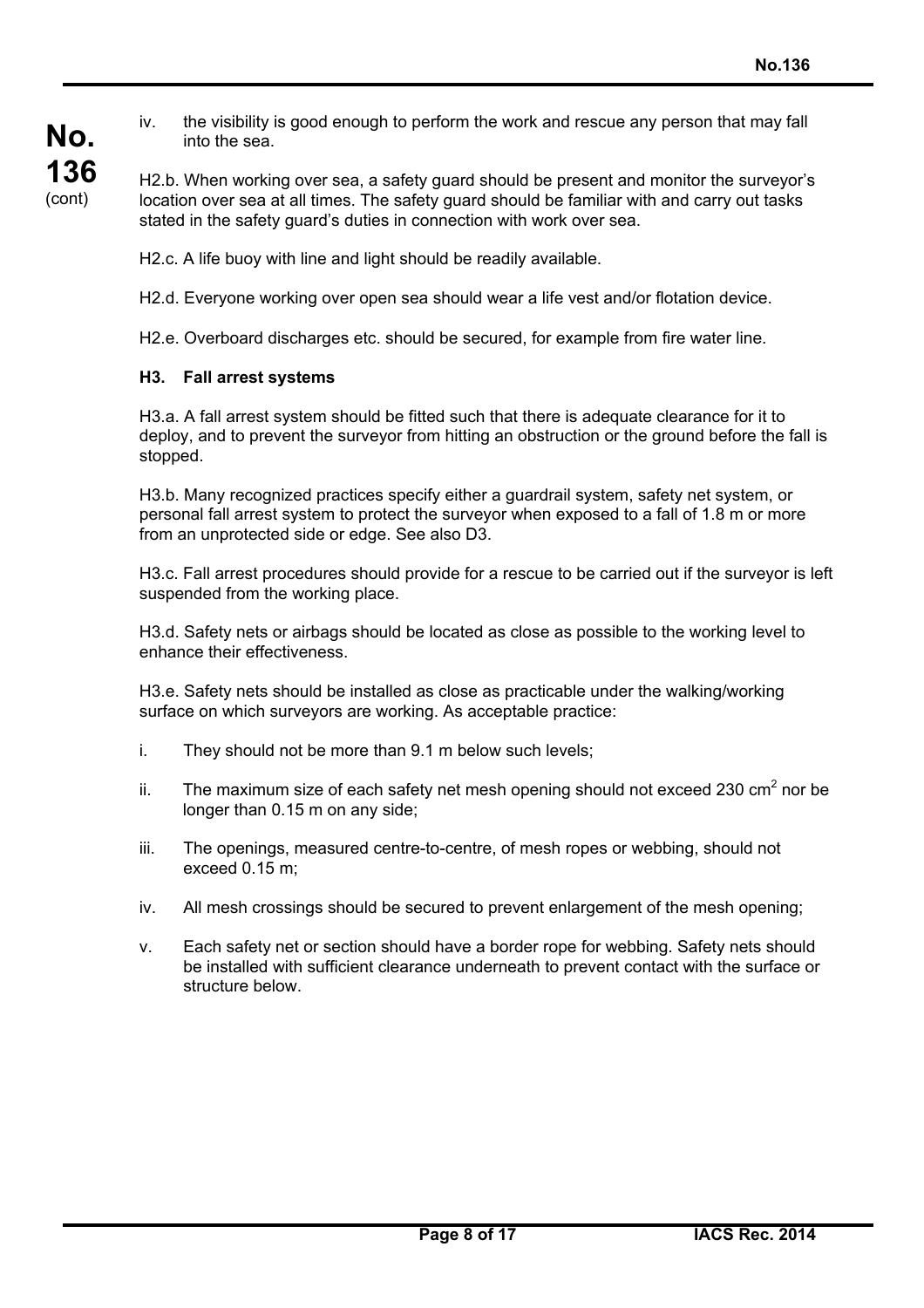iv. the visibility is good enough to perform the work and rescue any person that may fall into the sea.

H2.b. When working over sea, a safety guard should be present and monitor the surveyor's location over sea at all times. The safety guard should be familiar with and carry out tasks stated in the safety guard's duties in connection with work over sea.

H2.c. A life buoy with line and light should be readily available.

H2.d. Everyone working over open sea should wear a life vest and/or flotation device.

H2.e. Overboard discharges etc. should be secured, for example from fire water line.

### H3. Fall arrest systems

H3.a. A fall arrest system should be fitted such that there is adequate clearance for it to deploy, and to prevent the surveyor from hitting an obstruction or the ground before the fall is stopped.

H3.b. Many recognized practices specify either a guardrail system, safety net system, or personal fall arrest system to protect the surveyor when exposed to a fall of 1.8 m or more from an unprotected side or edge. See also D3.

H3.c. Fall arrest procedures should provide for a rescue to be carried out if the surveyor is left suspended from the working place.

H3.d. Safety nets or airbags should be located as close as possible to the working level to enhance their effectiveness.

H3.e. Safety nets should be installed as close as practicable under the walking/working surface on which surveyors are working. As acceptable practice:

i. They should not be more than 9.1 m below such levels;

ii. The maximum size of each safety net mesh opening should not exceed 230 $cm^2$ nor be longer than 0.15 m on any side;

iii. The openings, measured centre-to-centre, of mesh ropes or webbing, should not exceed 0.15 m;

iv. All mesh crossings should be secured to prevent enlargement of the mesh opening;

v. Each safety net or section should have a border rope for webbing. Safety nets should be installed with sufficient clearance underneath to prevent contact with the surface or structure below.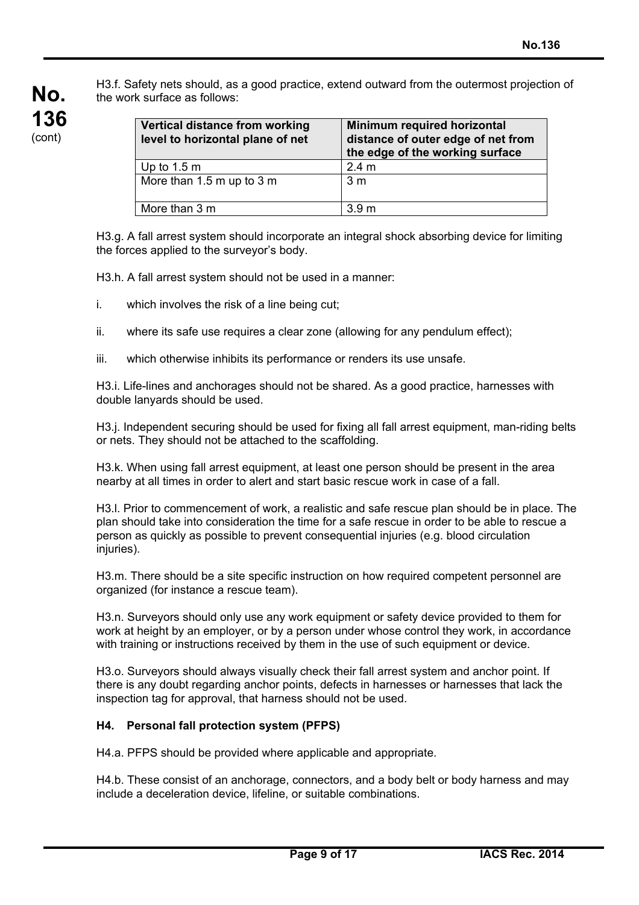H3.f. Safety nets should, as a good practice, extend outward from the outermost projection of the work surface as follows:

| Vertical distance from working level to horizontal plane of net | Minimum required horizontal distance of outer edge of net from the edge of the working surface |
|---|---|
| Up to 1.5 m | 2.4 m |
| More than 1.5 m up to 3 m | 3 m |
| More than 3 m | 3.9 m |

H3.g. A fall arrest system should incorporate an integral shock absorbing device for limiting the forces applied to the surveyor's body.

H3.h. A fall arrest system should not be used in a manner:

i. which involves the risk of a line being cut;

ii. where its safe use requires a clear zone (allowing for any pendulum effect);

iii. which otherwise inhibits its performance or renders its use unsafe.

H3.i. Life-lines and anchorages should not be shared. As a good practice, harnesses with double lanyards should be used.

H3.j. Independent securing should be used for fixing all fall arrest equipment, man-riding belts or nets. They should not be attached to the scaffolding.

H3.k. When using fall arrest equipment, at least one person should be present in the area nearby at all times in order to alert and start basic rescue work in case of a fall.

H3.l. Prior to commencement of work, a realistic and safe rescue plan should be in place. The plan should take into consideration the time for a safe rescue in order to be able to rescue a person as quickly as possible to prevent consequential injuries (e.g. blood circulation injuries).

H3.m. There should be a site specific instruction on how required competent personnel are organized (for instance a rescue team).

H3.n. Surveyors should only use any work equipment or safety device provided to them for work at height by an employer, or by a person under whose control they work, in accordance with training or instructions received by them in the use of such equipment or device.

H3.o. Surveyors should always visually check their fall arrest system and anchor point. If there is any doubt regarding anchor points, defects in harnesses or harnesses that lack the inspection tag for approval, that harness should not be used.

**H4. Personal fall protection system (PFPS)**

H4.a. PFPS should be provided where applicable and appropriate.

H4.b. These consist of an anchorage, connectors, and a body belt or body harness and may include a deceleration device, lifeline, or suitable combinations.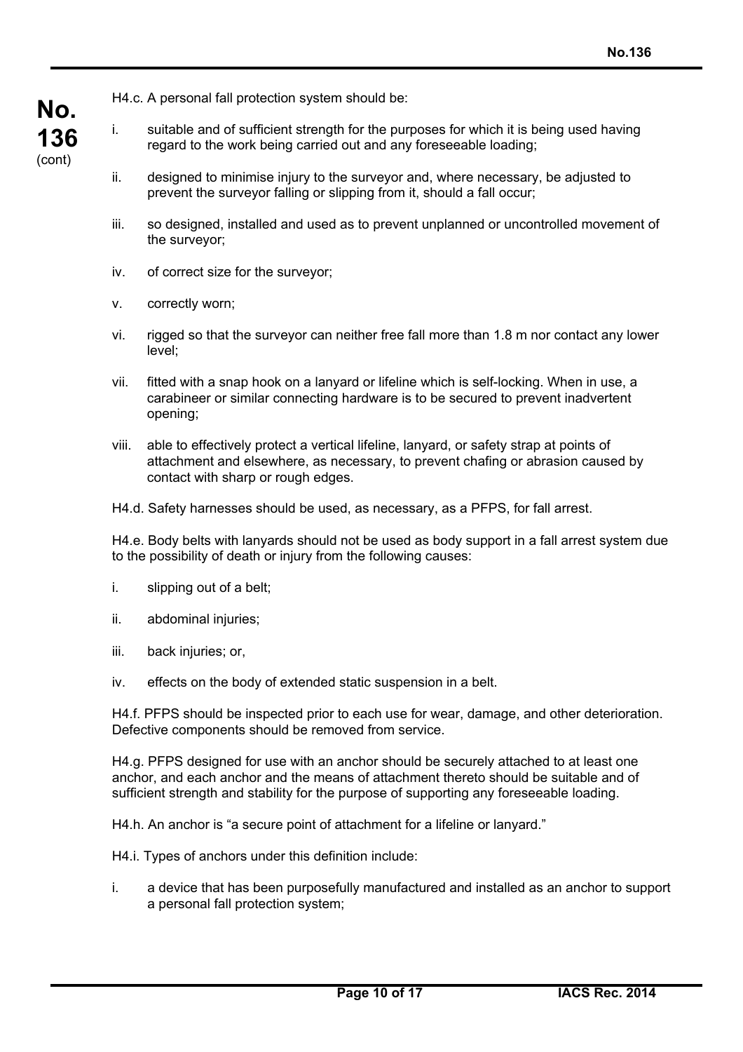H4.c. A personal fall protection system should be:

i. suitable and of sufficient strength for the purposes for which it is being used having regard to the work being carried out and any foreseeable loading;

ii. designed to minimise injury to the surveyor and, where necessary, be adjusted to prevent the surveyor falling or slipping from it, should a fall occur;

iii. so designed, installed and used as to prevent unplanned or uncontrolled movement of the surveyor;

iv. of correct size for the surveyor;

v. correctly worn;

vi. rigged so that the surveyor can neither free fall more than 1.8 m nor contact any lower level;

vii. fitted with a snap hook on a lanyard or lifeline which is self-locking. When in use, a carabineer or similar connecting hardware is to be secured to prevent inadvertent opening;

viii. able to effectively protect a vertical lifeline, lanyard, or safety strap at points of attachment and elsewhere, as necessary, to prevent chafing or abrasion caused by contact with sharp or rough edges.

H4.d. Safety harnesses should be used, as necessary, as a PFPS, for fall arrest.

H4.e. Body belts with lanyards should not be used as body support in a fall arrest system due to the possibility of death or injury from the following causes:

i. slipping out of a belt;

ii. abdominal injuries;

iii. back injuries; or,

iv. effects on the body of extended static suspension in a belt.

H4.f. PFPS should be inspected prior to each use for wear, damage, and other deterioration. Defective components should be removed from service.

H4.g. PFPS designed for use with an anchor should be securely attached to at least one anchor, and each anchor and the means of attachment thereto should be suitable and of sufficient strength and stability for the purpose of supporting any foreseeable loading.

H4.h. An anchor is "a secure point of attachment for a lifeline or lanyard."

H4.i. Types of anchors under this definition include:

i. a device that has been purposefully manufactured and installed as an anchor to support a personal fall protection system;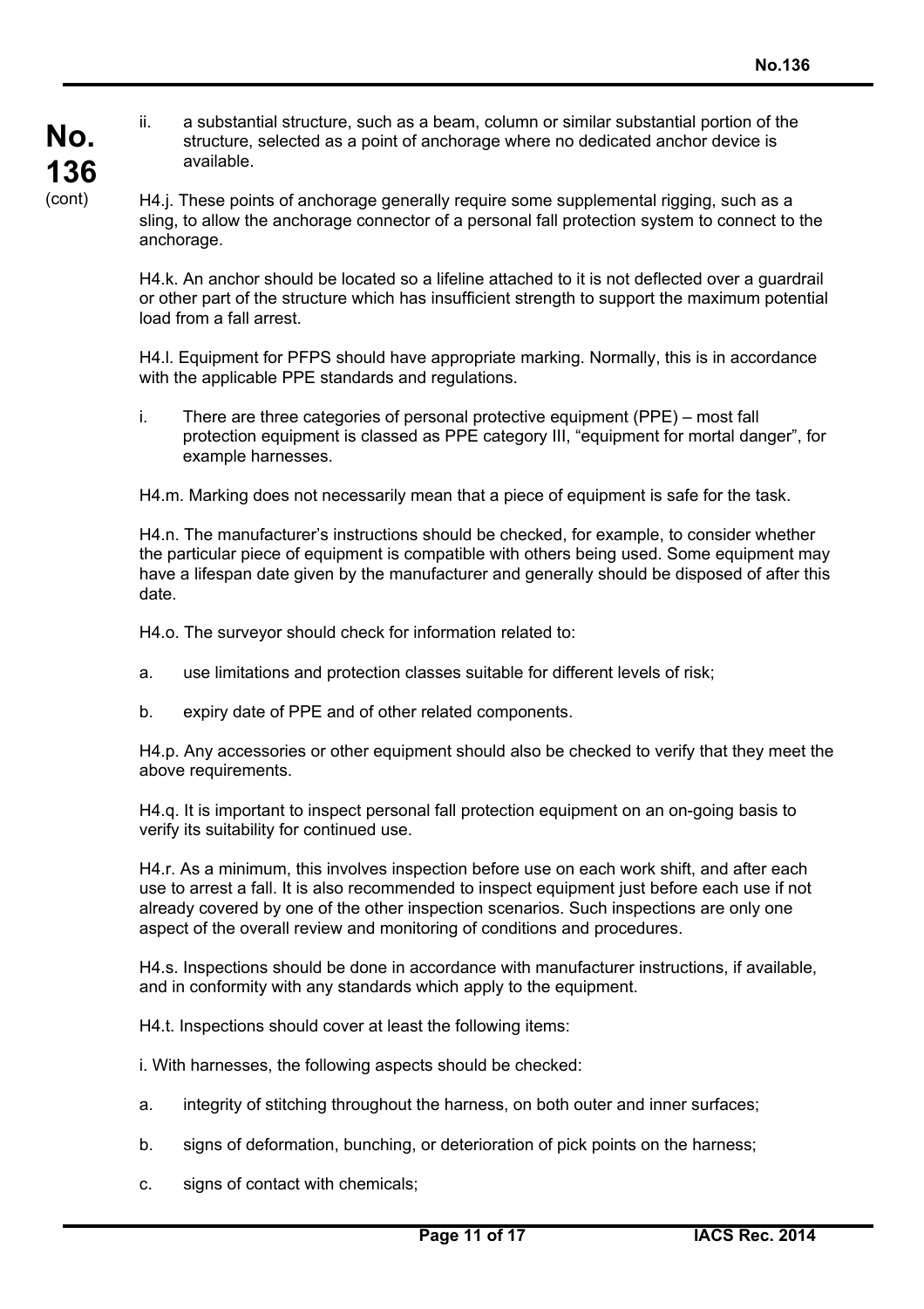ii. a substantial structure, such as a beam, column or similar substantial portion of the structure, selected as a point of anchorage where no dedicated anchor device is available.

H4.j. These points of anchorage generally require some supplemental rigging, such as a sling, to allow the anchorage connector of a personal fall protection system to connect to the anchorage.

H4.k. An anchor should be located so a lifeline attached to it is not deflected over a guardrail or other part of the structure which has insufficient strength to support the maximum potential load from a fall arrest.

H4.l. Equipment for PFPS should have appropriate marking. Normally, this is in accordance with the applicable PPE standards and regulations.

i. There are three categories of personal protective equipment (PPE) – most fall protection equipment is classed as PPE category III, "equipment for mortal danger", for example harnesses.

H4.m. Marking does not necessarily mean that a piece of equipment is safe for the task.

H4.n. The manufacturer's instructions should be checked, for example, to consider whether the particular piece of equipment is compatible with others being used. Some equipment may have a lifespan date given by the manufacturer and generally should be disposed of after this date.

H4.o. The surveyor should check for information related to:

a. use limitations and protection classes suitable for different levels of risk;

b. expiry date of PPE and of other related components.

H4.p. Any accessories or other equipment should also be checked to verify that they meet the above requirements.

H4.q. It is important to inspect personal fall protection equipment on an on-going basis to verify its suitability for continued use.

H4.r. As a minimum, this involves inspection before use on each work shift, and after each use to arrest a fall. It is also recommended to inspect equipment just before each use if not already covered by one of the other inspection scenarios. Such inspections are only one aspect of the overall review and monitoring of conditions and procedures.

H4.s. Inspections should be done in accordance with manufacturer instructions, if available, and in conformity with any standards which apply to the equipment.

H4.t. Inspections should cover at least the following items:

i. With harnesses, the following aspects should be checked:

a. integrity of stitching throughout the harness, on both outer and inner surfaces;

b. signs of deformation, bunching, or deterioration of pick points on the harness;

c. signs of contact with chemicals;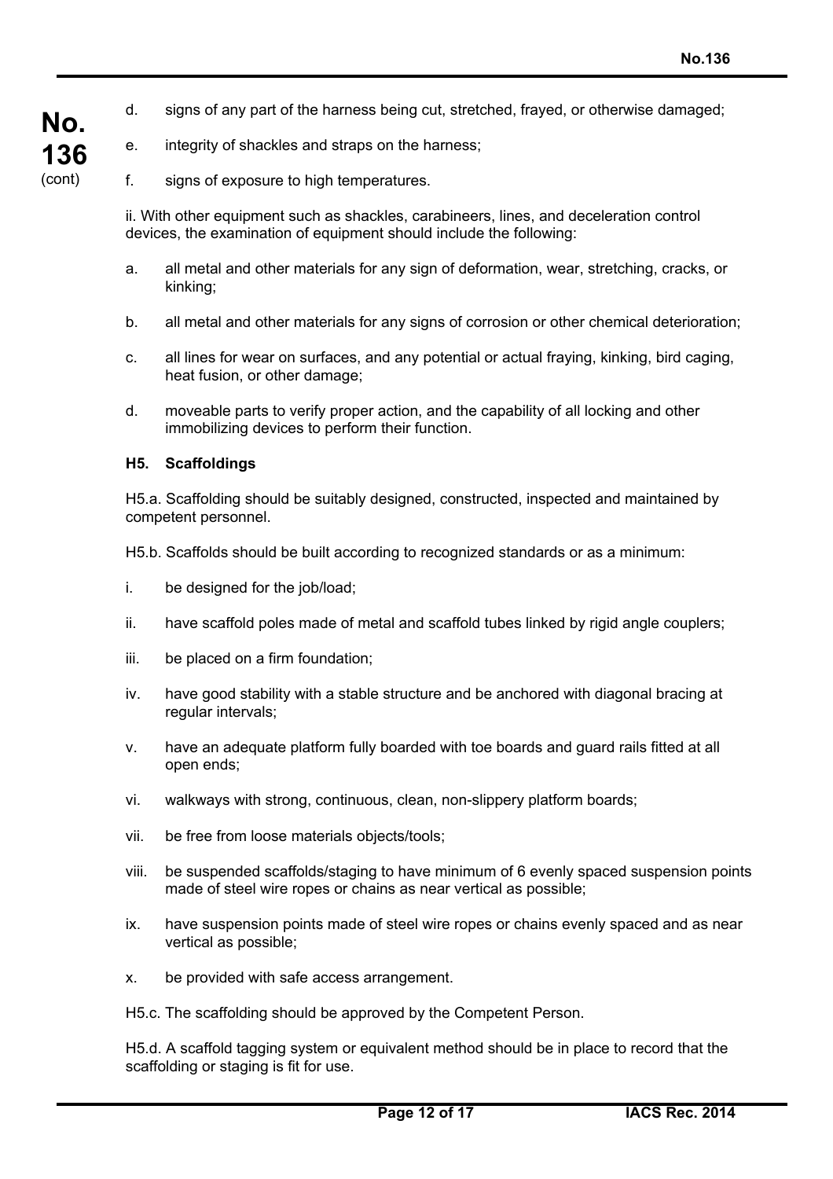d. signs of any part of the harness being cut, stretched, frayed, or otherwise damaged;

e. integrity of shackles and straps on the harness;

f. signs of exposure to high temperatures.

ii. With other equipment such as shackles, carabineers, lines, and deceleration control devices, the examination of equipment should include the following:

a. all metal and other materials for any sign of deformation, wear, stretching, cracks, or kinking;

b. all metal and other materials for any signs of corrosion or other chemical deterioration;

c. all lines for wear on surfaces, and any potential or actual fraying, kinking, bird caging, heat fusion, or other damage;

d. moveable parts to verify proper action, and the capability of all locking and other immobilizing devices to perform their function.

**H5. Scaffoldings**

H5.a. Scaffolding should be suitably designed, constructed, inspected and maintained by competent personnel.

H5.b. Scaffolds should be built according to recognized standards or as a minimum:

i. be designed for the job/load;

ii. have scaffold poles made of metal and scaffold tubes linked by rigid angle couplers;

iii. be placed on a firm foundation;

iv. have good stability with a stable structure and be anchored with diagonal bracing at regular intervals;

v. have an adequate platform fully boarded with toe boards and guard rails fitted at all open ends;

vi. walkways with strong, continuous, clean, non-slippery platform boards;

vii. be free from loose materials objects/tools;

viii. be suspended scaffolds/staging to have minimum of 6 evenly spaced suspension points made of steel wire ropes or chains as near vertical as possible;

ix. have suspension points made of steel wire ropes or chains evenly spaced and as near vertical as possible;

x. be provided with safe access arrangement.

H5.c. The scaffolding should be approved by the Competent Person.

H5.d. A scaffold tagging system or equivalent method should be in place to record that the scaffolding or staging is fit for use.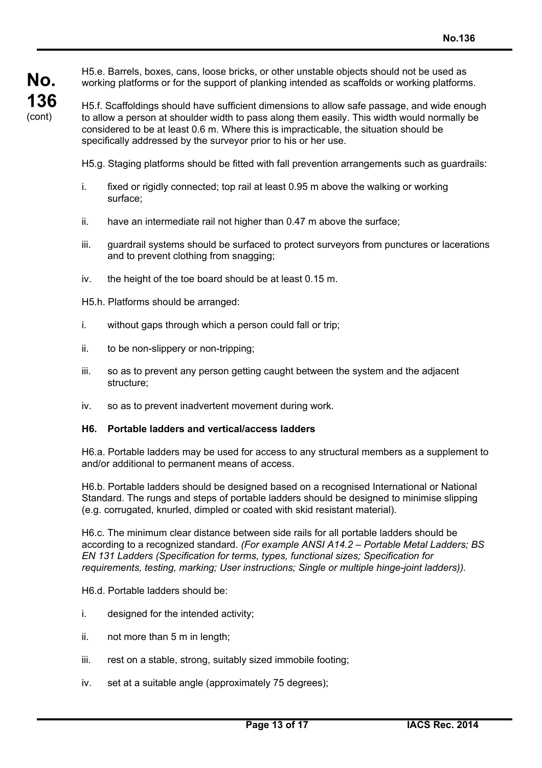H5.e. Barrels, boxes, cans, loose bricks, or other unstable objects should not be used as working platforms or for the support of planking intended as scaffolds or working platforms.

H5.f. Scaffoldings should have sufficient dimensions to allow safe passage, and wide enough to allow a person at shoulder width to pass along them easily. This width would normally be considered to be at least 0.6 m. Where this is impracticable, the situation should be specifically addressed by the surveyor prior to his or her use.

H5.g. Staging platforms should be fitted with fall prevention arrangements such as guardrails:

i. fixed or rigidly connected; top rail at least 0.95 m above the walking or working surface;

ii. have an intermediate rail not higher than 0.47 m above the surface;

iii. guardrail systems should be surfaced to protect surveyors from punctures or lacerations and to prevent clothing from snagging;

iv. the height of the toe board should be at least 0.15 m.

H5.h. Platforms should be arranged:

i. without gaps through which a person could fall or trip;

ii. to be non-slippery or non-tripping;

iii. so as to prevent any person getting caught between the system and the adjacent structure;

iv. so as to prevent inadvertent movement during work.

**H6. Portable ladders and vertical/access ladders**

H6.a. Portable ladders may be used for access to any structural members as a supplement to and/or additional to permanent means of access.

H6.b. Portable ladders should be designed based on a recognised International or National Standard. The rungs and steps of portable ladders should be designed to minimise slipping (e.g. corrugated, knurled, dimpled or coated with skid resistant material).

H6.c. The minimum clear distance between side rails for all portable ladders should be according to a recognized standard. *(For example ANSI A14.2 – Portable Metal Ladders; BS EN 131 Ladders (Specification for terms, types, functional sizes; Specification for requirements, testing, marking; User instructions; Single or multiple hinge-joint ladders)).*

H6.d. Portable ladders should be:

i. designed for the intended activity;

ii. not more than 5 m in length;

iii. rest on a stable, strong, suitably sized immobile footing;

iv. set at a suitable angle (approximately 75 degrees);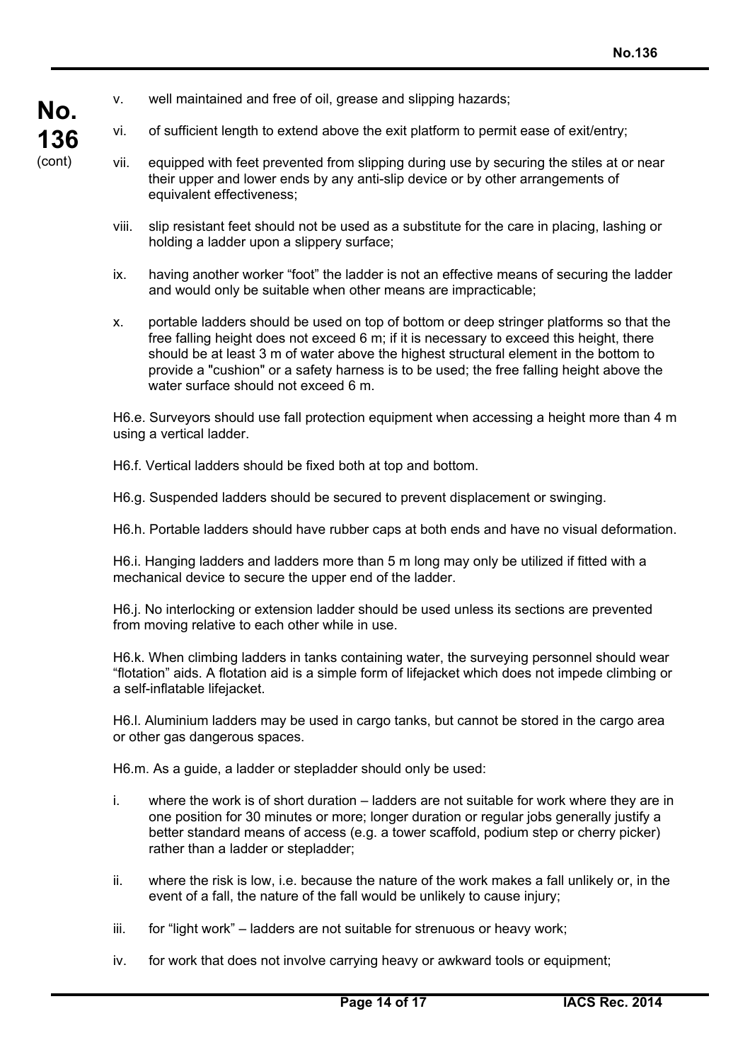v. well maintained and free of oil, grease and slipping hazards;

vi. of sufficient length to extend above the exit platform to permit ease of exit/entry;

vii. equipped with feet prevented from slipping during use by securing the stiles at or near their upper and lower ends by any anti-slip device or by other arrangements of equivalent effectiveness;

viii. slip resistant feet should not be used as a substitute for the care in placing, lashing or holding a ladder upon a slippery surface;

ix. having another worker “foot” the ladder is not an effective means of securing the ladder and would only be suitable when other means are impracticable;

x. portable ladders should be used on top of bottom or deep stringer platforms so that the free falling height does not exceed 6 m; if it is necessary to exceed this height, there should be at least 3 m of water above the highest structural element in the bottom to provide a "cushion" or a safety harness is to be used; the free falling height above the water surface should not exceed 6 m.

H6.e. Surveyors should use fall protection equipment when accessing a height more than 4 m using a vertical ladder.

H6.f. Vertical ladders should be fixed both at top and bottom.

H6.g. Suspended ladders should be secured to prevent displacement or swinging.

H6.h. Portable ladders should have rubber caps at both ends and have no visual deformation.

H6.i. Hanging ladders and ladders more than 5 m long may only be utilized if fitted with a mechanical device to secure the upper end of the ladder.

H6.j. No interlocking or extension ladder should be used unless its sections are prevented from moving relative to each other while in use.

H6.k. When climbing ladders in tanks containing water, the surveying personnel should wear “flotation” aids. A flotation aid is a simple form of lifejacket which does not impede climbing or a self-inflatable lifejacket.

H6.l. Aluminium ladders may be used in cargo tanks, but cannot be stored in the cargo area or other gas dangerous spaces.

H6.m. As a guide, a ladder or stepladder should only be used:

i. where the work is of short duration – ladders are not suitable for work where they are in one position for 30 minutes or more; longer duration or regular jobs generally justify a better standard means of access (e.g. a tower scaffold, podium step or cherry picker) rather than a ladder or stepladder;

ii. where the risk is low, i.e. because the nature of the work makes a fall unlikely or, in the event of a fall, the nature of the fall would be unlikely to cause injury;

iii. for “light work” – ladders are not suitable for strenuous or heavy work;

iv. for work that does not involve carrying heavy or awkward tools or equipment;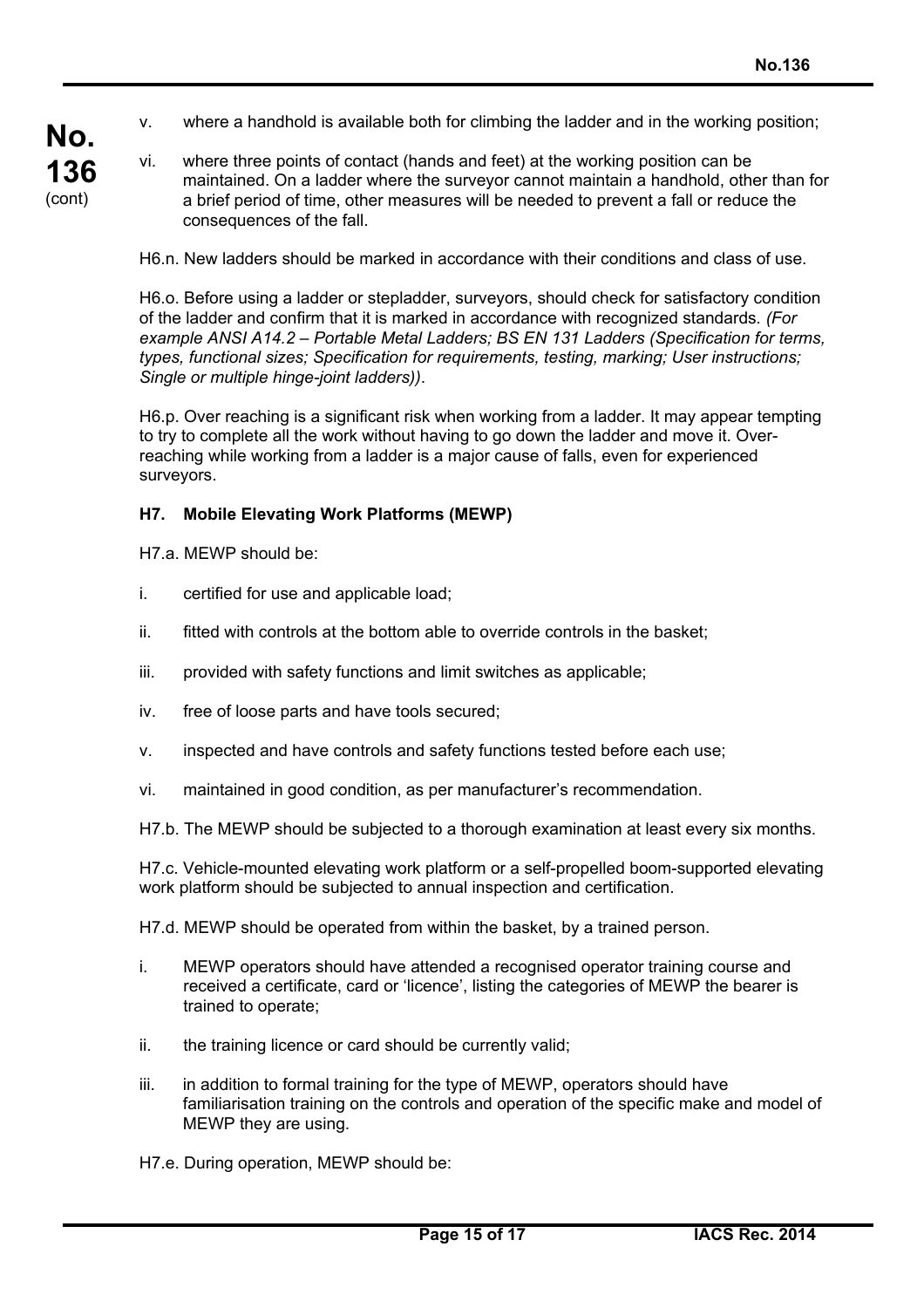v. where a handhold is available both for climbing the ladder and in the working position;

vi. where three points of contact (hands and feet) at the working position can be maintained. On a ladder where the surveyor cannot maintain a handhold, other than for a brief period of time, other measures will be needed to prevent a fall or reduce the consequences of the fall.

H6.n. New ladders should be marked in accordance with their conditions and class of use.

H6.o. Before using a ladder or stepladder, surveyors, should check for satisfactory condition of the ladder and confirm that it is marked in accordance with recognized standards. *(For example ANSI A14.2 – Portable Metal Ladders; BS EN 131 Ladders (Specification for terms, types, functional sizes; Specification for requirements, testing, marking; User instructions; Single or multiple hinge-joint ladders))*.

H6.p. Over reaching is a significant risk when working from a ladder. It may appear tempting to try to complete all the work without having to go down the ladder and move it. Over-reaching while working from a ladder is a major cause of falls, even for experienced surveyors.

**H7. Mobile Elevating Work Platforms (MEWP)**

H7.a. MEWP should be:

i. certified for use and applicable load;

ii. fitted with controls at the bottom able to override controls in the basket;

iii. provided with safety functions and limit switches as applicable;

iv. free of loose parts and have tools secured;

v. inspected and have controls and safety functions tested before each use;

vi. maintained in good condition, as per manufacturer's recommendation.

H7.b. The MEWP should be subjected to a thorough examination at least every six months.

H7.c. Vehicle-mounted elevating work platform or a self-propelled boom-supported elevating work platform should be subjected to annual inspection and certification.

H7.d. MEWP should be operated from within the basket, by a trained person.

i. MEWP operators should have attended a recognised operator training course and received a certificate, card or 'licence', listing the categories of MEWP the bearer is trained to operate;

ii. the training licence or card should be currently valid;

iii. in addition to formal training for the type of MEWP, operators should have familiarisation training on the controls and operation of the specific make and model of MEWP they are using.

H7.e. During operation, MEWP should be: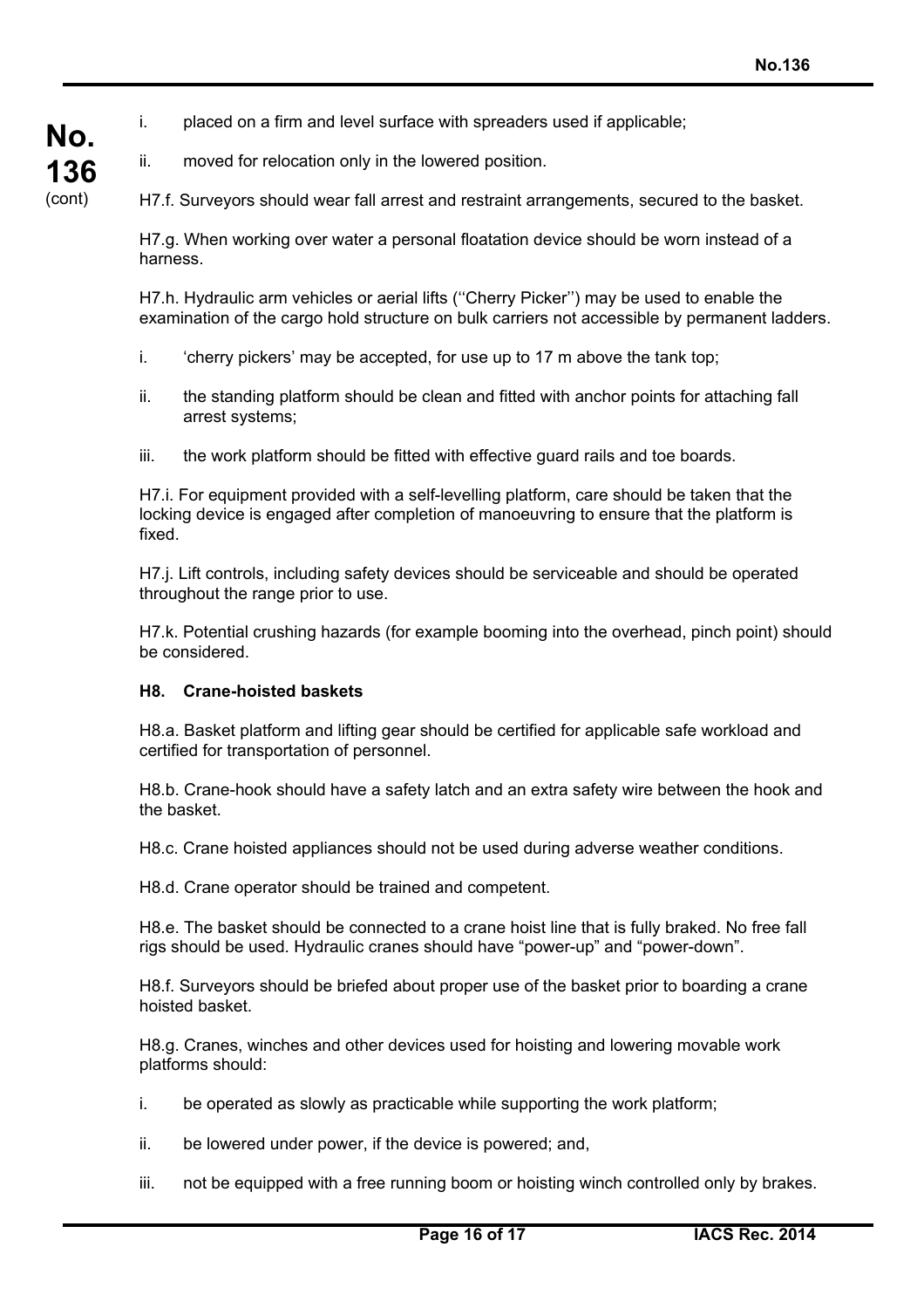i. placed on a firm and level surface with spreaders used if applicable;

ii. moved for relocation only in the lowered position.

H7.f. Surveyors should wear fall arrest and restraint arrangements, secured to the basket.

H7.g. When working over water a personal floatation device should be worn instead of a harness.

H7.h. Hydraulic arm vehicles or aerial lifts (''Cherry Picker'') may be used to enable the examination of the cargo hold structure on bulk carriers not accessible by permanent ladders.

i. 'cherry pickers' may be accepted, for use up to 17 m above the tank top;

ii. the standing platform should be clean and fitted with anchor points for attaching fall arrest systems;

iii. the work platform should be fitted with effective guard rails and toe boards.

H7.i. For equipment provided with a self-levelling platform, care should be taken that the locking device is engaged after completion of manoeuvring to ensure that the platform is fixed.

H7.j. Lift controls, including safety devices should be serviceable and should be operated throughout the range prior to use.

H7.k. Potential crushing hazards (for example booming into the overhead, pinch point) should be considered.

**H8. Crane-hoisted baskets**

H8.a. Basket platform and lifting gear should be certified for applicable safe workload and certified for transportation of personnel.

H8.b. Crane-hook should have a safety latch and an extra safety wire between the hook and the basket.

H8.c. Crane hoisted appliances should not be used during adverse weather conditions.

H8.d. Crane operator should be trained and competent.

H8.e. The basket should be connected to a crane hoist line that is fully braked. No free fall rigs should be used. Hydraulic cranes should have "power-up" and "power-down".

H8.f. Surveyors should be briefed about proper use of the basket prior to boarding a crane hoisted basket.

H8.g. Cranes, winches and other devices used for hoisting and lowering movable work platforms should:

i. be operated as slowly as practicable while supporting the work platform;

ii. be lowered under power, if the device is powered; and,

iii. not be equipped with a free running boom or hoisting winch controlled only by brakes.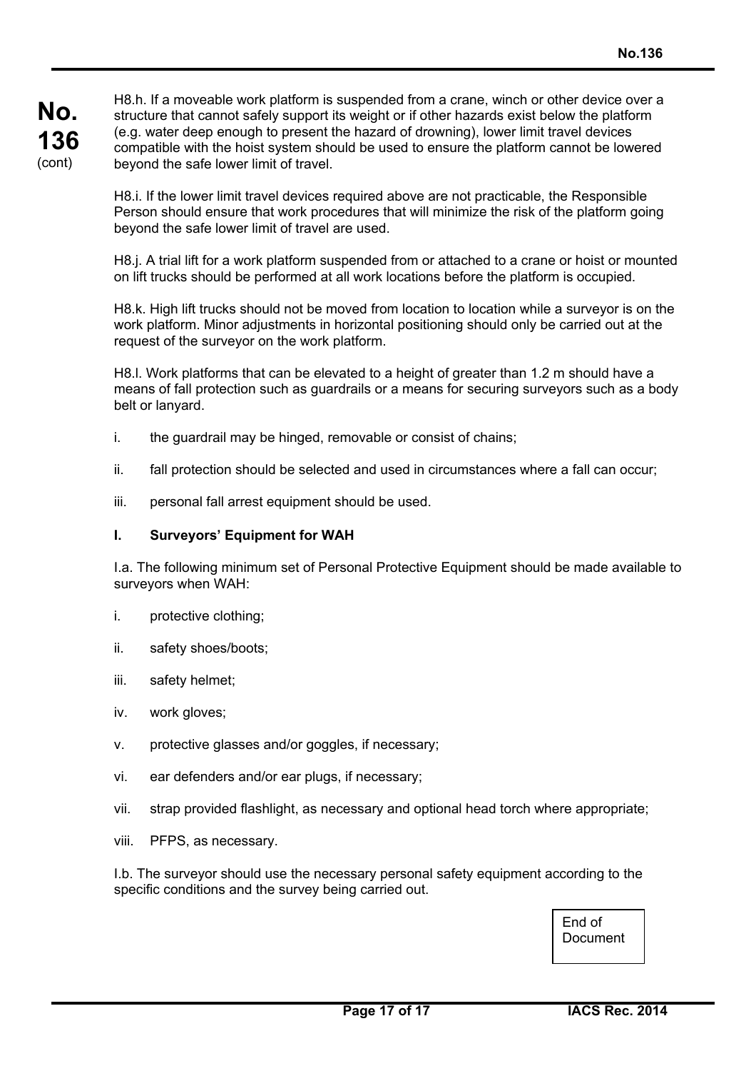H8.h. If a moveable work platform is suspended from a crane, winch or other device over a structure that cannot safely support its weight or if other hazards exist below the platform (e.g. water deep enough to present the hazard of drowning), lower limit travel devices compatible with the hoist system should be used to ensure the platform cannot be lowered beyond the safe lower limit of travel.

H8.i. If the lower limit travel devices required above are not practicable, the Responsible Person should ensure that work procedures that will minimize the risk of the platform going beyond the safe lower limit of travel are used.

H8.j. A trial lift for a work platform suspended from or attached to a crane or hoist or mounted on lift trucks should be performed at all work locations before the platform is occupied.

H8.k. High lift trucks should not be moved from location to location while a surveyor is on the work platform. Minor adjustments in horizontal positioning should only be carried out at the request of the surveyor on the work platform.

H8.l. Work platforms that can be elevated to a height of greater than 1.2 m should have a means of fall protection such as guardrails or a means for securing surveyors such as a body belt or lanyard.

i. the guardrail may be hinged, removable or consist of chains;

ii. fall protection should be selected and used in circumstances where a fall can occur;

iii. personal fall arrest equipment should be used.

## I. Surveyors' Equipment for WAH

I.a. The following minimum set of Personal Protective Equipment should be made available to surveyors when WAH:

i. protective clothing;

ii. safety shoes/boots;

iii. safety helmet;

iv. work gloves;

v. protective glasses and/or goggles, if necessary;

vi. ear defenders and/or ear plugs, if necessary;

vii. strap provided flashlight, as necessary and optional head torch where appropriate;

viii. PFPS, as necessary.

I.b. The surveyor should use the necessary personal safety equipment according to the specific conditions and the survey being carried out.

End of Document